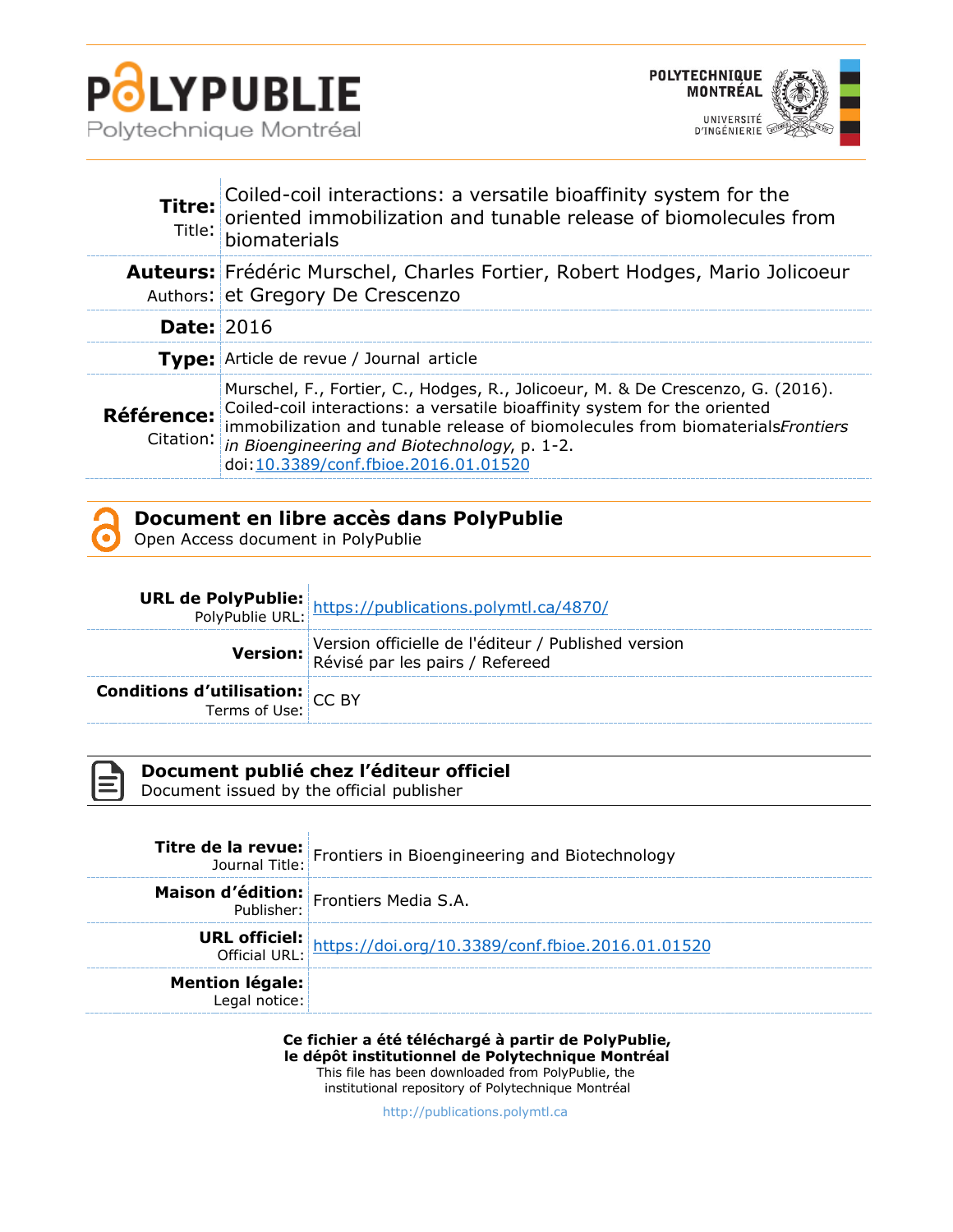**PolyPublie**
Polytechnique Montréal

POLYTECHNIQUE MONTRÉAL
UNIVERSITÉ D'INGÉNIERIE

| | |
|---|---|
| **Titre:** Title: | Coiled-coil interactions: a versatile bioaffinity system for the oriented immobilization and tunable release of biomolecules from biomaterials |
| **Auteurs:** Authors: | Frédéric Murschel, Charles Fortier, Robert Hodges, Mario Jolicoeur et Gregory De Crescenzo |
| **Date:** | 2016 |
| **Type:** | Article de revue / Journal article |
| **Référence:** Citation: | Murschel, F., Fortier, C., Hodges, R., Jolicoeur, M. & De Crescenzo, G. (2016). Coiled-coil interactions: a versatile bioaffinity system for the oriented immobilization and tunable release of biomolecules from biomaterials*Frontiers in Bioengineering and Biotechnology*, p. 1-2. doi:10.3389/conf.fbioe.2016.01.01520 |

## Document en libre accès dans PolyPublie
Open Access document in PolyPublie

| | |
|---|---|
| **URL de PolyPublie:** PolyPublie URL: | https://publications.polymtl.ca/4870/ |
| **Version:** | Version officielle de l'éditeur / Published version Révisé par les pairs / Refereed |
| **Conditions d'utilisation:** Terms of Use: | CC BY |

## Document publié chez l'éditeur officiel
Document issued by the official publisher

| | |
|---|---|
| **Titre de la revue:** Journal Title: | Frontiers in Bioengineering and Biotechnology |
| **Maison d'édition:** Publisher: | Frontiers Media S.A. |
| **URL officiel:** Official URL: | https://doi.org/10.3389/conf.fbioe.2016.01.01520 |
| **Mention légale:** Legal notice: | |

**Ce fichier a été téléchargé à partir de PolyPublie, le dépôt institutionnel de Polytechnique Montréal**
This file has been downloaded from PolyPublie, the institutional repository of Polytechnique Montréal

http://publications.polymtl.ca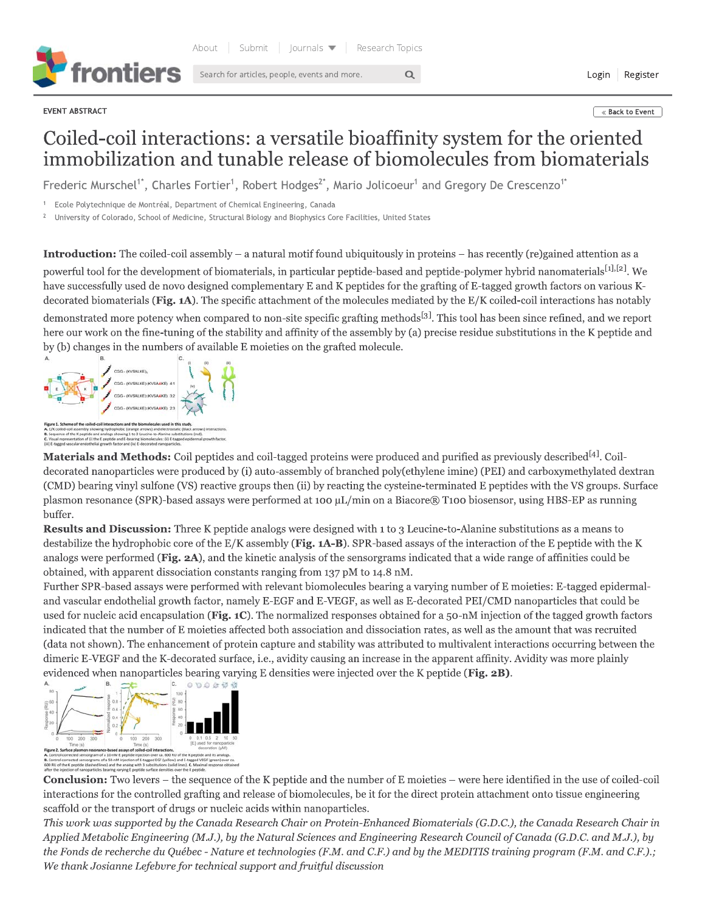EVENT ABSTRACT

# Coiled-coil interactions: a versatile bioaffinity system for the oriented immobilization and tunable release of biomolecules from biomaterials

Frederic Murschel[1*], Charles Fortier[1], Robert Hodges[2*], Mario Jolicoeur[1] and Gregory De Crescenzo[1*]

[1] Ecole Polytechnique de Montréal, Department of Chemical Engineering, Canada

[2] University of Colorado, School of Medicine, Structural Biology and Biophysics Core Facilities, United States

**Introduction:** The coiled-coil assembly – a natural motif found ubiquitously in proteins – has recently (re)gained attention as a powerful tool for the development of biomaterials, in particular peptide-based and peptide-polymer hybrid nanomaterials[1],[2]. We have successfully used de novo designed complementary E and K peptides for the grafting of E-tagged growth factors on various K-decorated biomaterials (**Fig. 1A**). The specific attachment of the molecules mediated by the E/K coiled-coil interactions has notably demonstrated more potency when compared to non-site specific grafting methods[3]. This tool has been since refined, and we report here our work on the fine-tuning of the stability and affinity of the assembly by (a) precise residue substitutions in the K peptide and by (b) changes in the numbers of available E moieties on the grafted molecule.

Figure 1. Scheme of the coiled-coil interactions and the biomolecules used in this study.
A. E/K coiled-coil assembly showing hydrophobic (orange arrows) and electrostatic (black arrows) interactions.
B. Sequence of the K peptide and analogs showing 1 to 3 Leucine-to-Alanine substitutions (red).
C. Visual representation of (i) the E peptide and E-bearing biomolecules: (i) E-tagged epidermal growth factor, (iii) E-tagged vascular endothelial growth factor and (iv) E-decorated nanoparticles.

**Materials and Methods:** Coil peptides and coil-tagged proteins were produced and purified as previously described[4]. Coil-decorated nanoparticles were produced by (i) auto-assembly of branched poly(ethylene imine) (PEI) and carboxymethylated dextran (CMD) bearing vinyl sulfone (VS) reactive groups then (ii) by reacting the cysteine-terminated E peptides with the VS groups. Surface plasmon resonance (SPR)-based assays were performed at 100 µL/min on a Biacore® T100 biosensor, using HBS-EP as running buffer.

**Results and Discussion:** Three K peptide analogs were designed with 1 to 3 Leucine-to-Alanine substitutions as a means to destabilize the hydrophobic core of the E/K assembly (**Fig. 1A-B**). SPR-based assays of the interaction of the E peptide with the K analogs were performed (**Fig. 2A**), and the kinetic analysis of the sensorgrams indicated that a wide range of affinities could be obtained, with apparent dissociation constants ranging from 137 pM to 14.8 nM.

Further SPR-based assays were performed with relevant biomolecules bearing a varying number of E moieties: E-tagged epidermal- and vascular endothelial growth factor, namely E-EGF and E-VEGF, as well as E-decorated PEI/CMD nanoparticles that could be used for nucleic acid encapsulation (**Fig. 1C**). The normalized responses obtained for a 50-nM injection of the tagged growth factors indicated that the number of E moieties affected both association and dissociation rates, as well as the amount that was recruited (data not shown). The enhancement of protein capture and stability was attributed to multivalent interactions occurring between the dimeric E-VEGF and the K-decorated surface, i.e., avidity causing an increase in the apparent affinity. Avidity was more plainly evidenced when nanoparticles bearing varying E densities were injected over the K peptide (**Fig. 2B**).

Figure 2. Surface plasmon resonance-based assays of coiled-coil interactions.
A. Control-corrected sensorgram of a 10-nM E peptide injection over ca. 600 RU of the K peptide and its analogs.
B. Control-corrected sensorgrams of a 50-nM injection of E-tagged EGF (yellow) and E-tagged VEGF (green) over ca. 600 RU of the K peptide (dashed lines) and the analog with 3 substitutions (solid lines). C. Maximal response obtained after the injection of nanoparticles bearing varying E peptide surface densities over the K peptide.

**Conclusion:** Two levers – the sequence of the K peptide and the number of E moieties – were here identified in the use of coiled-coil interactions for the controlled grafting and release of biomolecules, be it for the direct protein attachment onto tissue engineering scaffold or the transport of drugs or nucleic acids within nanoparticles.

*This work was supported by the Canada Research Chair on Protein-Enhanced Biomaterials (G.D.C.), the Canada Research Chair in Applied Metabolic Engineering (M.J.), by the Natural Sciences and Engineering Research Council of Canada (G.D.C. and M.J.), by the Fonds de recherche du Québec - Nature et technologies (F.M. and C.F.) and by the MEDITIS training program (F.M. and C.F.).; We thank Josianne Lefebvre for technical support and fruitful discussion*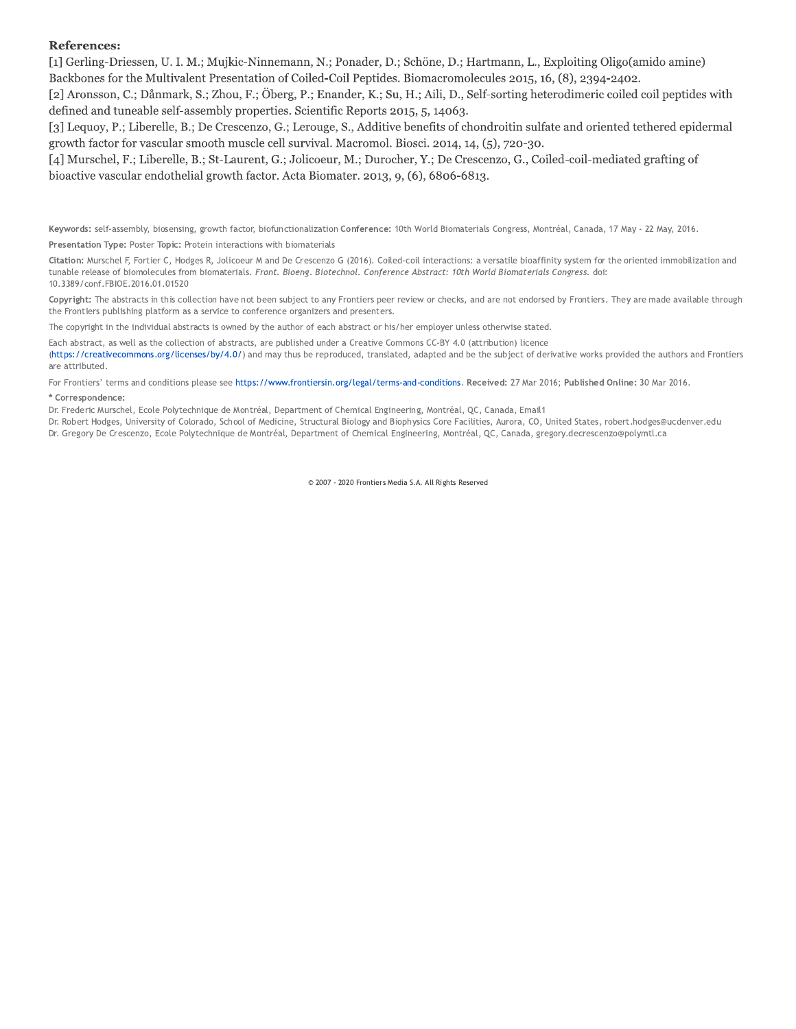**References:**

[1] Gerling-Driessen, U. I. M.; Mujkic-Ninnemann, N.; Ponader, D.; Schöne, D.; Hartmann, L., Exploiting Oligo(amido amine) Backbones for the Multivalent Presentation of Coiled-Coil Peptides. Biomacromolecules 2015, 16, (8), 2394-2402.

[2] Aronsson, C.; Dånmark, S.; Zhou, F.; Öberg, P.; Enander, K.; Su, H.; Aili, D., Self-sorting heterodimeric coiled coil peptides with defined and tuneable self-assembly properties. Scientific Reports 2015, 5, 14063.

[3] Lequoy, P.; Liberelle, B.; De Crescenzo, G.; Lerouge, S., Additive benefits of chondroitin sulfate and oriented tethered epidermal growth factor for vascular smooth muscle cell survival. Macromol. Biosci. 2014, 14, (5), 720-30.

[4] Murschel, F.; Liberelle, B.; St-Laurent, G.; Jolicoeur, M.; Durocher, Y.; De Crescenzo, G., Coiled-coil-mediated grafting of bioactive vascular endothelial growth factor. Acta Biomater. 2013, 9, (6), 6806-6813.

**Keywords:** self-assembly, biosensing, growth factor, biofunctionalization **Conference:** 10th World Biomaterials Congress, Montréal, Canada, 17 May - 22 May, 2016.

**Presentation Type:** Poster **Topic:** Protein interactions with biomaterials

**Citation:** Murschel F, Fortier C, Hodges R, Jolicoeur M and De Crescenzo G (2016). Coiled-coil interactions: a versatile bioaffinity system for the oriented immobilization and tunable release of biomolecules from biomaterials. *Front. Bioeng. Biotechnol. Conference Abstract: 10th World Biomaterials Congress.* doi: 10.3389/conf.FBIOE.2016.01.01520

**Copyright:** The abstracts in this collection have not been subject to any Frontiers peer review or checks, and are not endorsed by Frontiers. They are made available through the Frontiers publishing platform as a service to conference organizers and presenters.

The copyright in the individual abstracts is owned by the author of each abstract or his/her employer unless otherwise stated.

Each abstract, as well as the collection of abstracts, are published under a Creative Commons CC-BY 4.0 (attribution) licence (https://creativecommons.org/licenses/by/4.0/) and may thus be reproduced, translated, adapted and be the subject of derivative works provided the authors and Frontiers are attributed.

For Frontiers' terms and conditions please see https://www.frontiersin.org/legal/terms-and-conditions. **Received:** 27 Mar 2016; **Published Online:** 30 Mar 2016.

**\* Correspondence:**

Dr. Frederic Murschel, Ecole Polytechnique de Montréal, Department of Chemical Engineering, Montréal, QC, Canada, Email1

Dr. Robert Hodges, University of Colorado, School of Medicine, Structural Biology and Biophysics Core Facilities, Aurora, CO, United States, robert.hodges@ucdenver.edu

Dr. Gregory De Crescenzo, Ecole Polytechnique de Montréal, Department of Chemical Engineering, Montréal, QC, Canada, gregory.decrescenzo@polymtl.ca

© 2007 - 2020 Frontiers Media S.A. All Rights Reserved